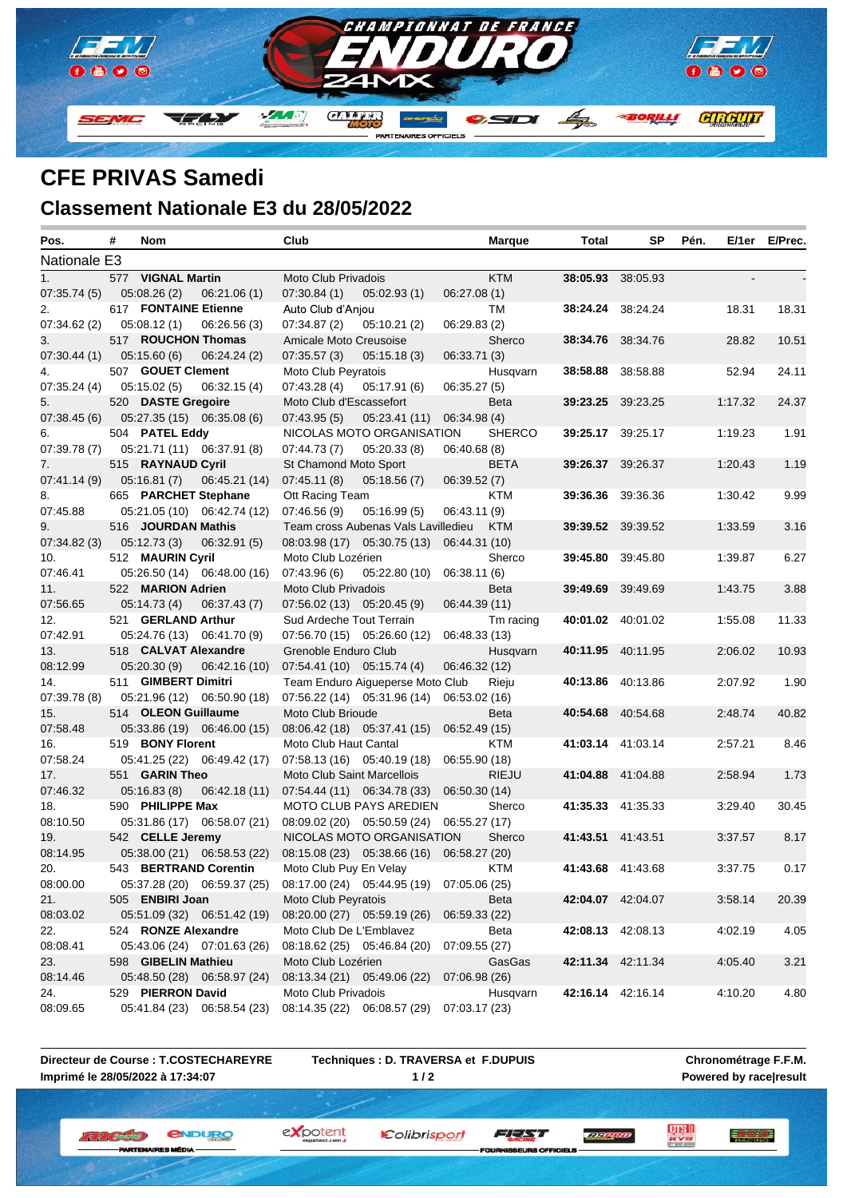# CFE PRIVAS Samedi

## Classement Nationale E3 du 28/05/2022

| Pos. | # | Nom | Club | Marque | Total | SP | Pén. | E/1er | E/Prec. |
|---|---|---|---|---|---|---|---|---|---|
| **Nationale E3** | | | | | | | | | |
| 1. | 577 | **VIGNAL Martin** | Moto Club Privadois | KTM | **38:05.93** | 38:05.93 | | - | - |
| 07:35.74 (5) | | 05:08.26 (2) 06:21.06 (1) | 07:30.84 (1) 05:02.93 (1) 06:27.08 (1) | | | | | | |
| 2. | 617 | **FONTAINE Etienne** | Auto Club d'Anjou | TM | **38:24.24** | 38:24.24 | | 18.31 | 18.31 |
| 07:34.62 (2) | | 05:08.12 (1) 06:26.56 (3) | 07:34.87 (2) 05:10.21 (2) 06:29.83 (2) | | | | | | |
| 3. | 517 | **ROUCHON Thomas** | Amicale Moto Creusoise | Sherco | **38:34.76** | 38:34.76 | | 28.82 | 10.51 |
| 07:30.44 (1) | | 05:15.60 (6) 06:24.24 (2) | 07:35.57 (3) 05:15.18 (3) 06:33.71 (3) | | | | | | |
| 4. | 507 | **GOUET Clement** | Moto Club Peyratois | Husqvarn | **38:58.88** | 38:58.88 | | 52.94 | 24.11 |
| 07:35.24 (4) | | 05:15.02 (5) 06:32.15 (4) | 07:43.28 (4) 05:17.91 (6) 06:35.27 (5) | | | | | | |
| 5. | 520 | **DASTE Gregoire** | Moto Club d'Escassefort | Beta | **39:23.25** | 39:23.25 | | 1:17.32 | 24.37 |
| 07:38.45 (6) | | 05:27.35 (15) 06:35.08 (6) | 07:43.95 (5) 05:23.41 (11) 06:34.98 (4) | | | | | | |
| 6. | 504 | **PATEL Eddy** | NICOLAS MOTO ORGANISATION | SHERCO | **39:25.17** | 39:25.17 | | 1:19.23 | 1.91 |
| 07:39.78 (7) | | 05:21.71 (11) 06:37.91 (8) | 07:44.73 (7) 05:20.33 (8) 06:40.68 (8) | | | | | | |
| 7. | 515 | **RAYNAUD Cyril** | St Chamond Moto Sport | BETA | **39:26.37** | 39:26.37 | | 1:20.43 | 1.19 |
| 07:41.14 (9) | | 05:16.81 (7) 06:45.21 (14) | 07:45.11 (8) 05:18.56 (7) 06:39.52 (7) | | | | | | |
| 8. | 665 | **PARCHET Stephane** | Ott Racing Team | KTM | **39:36.36** | 39:36.36 | | 1:30.42 | 9.99 |
| 07:45.88 | | 05:21.05 (10) 06:42.74 (12) | 07:46.56 (9) 05:16.99 (5) 06:43.11 (9) | | | | | | |
| 9. | 516 | **JOURDAN Mathis** | Team cross Aubenas Vals Lavilledieu | KTM | **39:39.52** | 39:39.52 | | 1:33.59 | 3.16 |
| 07:34.82 (3) | | 05:12.73 (3) 06:32.91 (5) | 08:03.98 (17) 05:30.75 (13) 06:44.31 (10) | | | | | | |
| 10. | 512 | **MAURIN Cyril** | Moto Club Lozérien | Sherco | **39:45.80** | 39:45.80 | | 1:39.87 | 6.27 |
| 07:46.41 | | 05:26.50 (14) 06:48.00 (16) | 07:43.96 (6) 05:22.80 (10) 06:38.11 (6) | | | | | | |
| 11. | 522 | **MARION Adrien** | Moto Club Privadois | Beta | **39:49.69** | 39:49.69 | | 1:43.75 | 3.88 |
| 07:56.65 | | 05:14.73 (4) 06:37.43 (7) | 07:56.02 (13) 05:20.45 (9) 06:44.39 (11) | | | | | | |
| 12. | 521 | **GERLAND Arthur** | Sud Ardeche Tout Terrain | Tm racing | **40:01.02** | 40:01.02 | | 1:55.08 | 11.33 |
| 07:42.91 | | 05:24.76 (13) 06:41.70 (9) | 07:56.70 (15) 05:26.60 (12) 06:48.33 (13) | | | | | | |
| 13. | 518 | **CALVAT Alexandre** | Grenoble Enduro Club | Husqvarn | **40:11.95** | 40:11.95 | | 2:06.02 | 10.93 |
| 08:12.99 | | 05:20.30 (9) 06:42.16 (10) | 07:54.41 (10) 05:15.74 (4) 06:46.32 (12) | | | | | | |
| 14. | 511 | **GIMBERT Dimitri** | Team Enduro Aigueperse Moto Club | Rieju | **40:13.86** | 40:13.86 | | 2:07.92 | 1.90 |
| 07:39.78 (8) | | 05:21.96 (12) 06:50.90 (18) | 07:56.22 (14) 05:31.96 (14) 06:53.02 (16) | | | | | | |
| 15. | 514 | **OLEON Guillaume** | Moto Club Brioude | Beta | **40:54.68** | 40:54.68 | | 2:48.74 | 40.82 |
| 07:58.48 | | 05:33.86 (19) 06:46.00 (15) | 08:06.42 (18) 05:37.41 (15) 06:52.49 (15) | | | | | | |
| 16. | 519 | **BONY Florent** | Moto Club Haut Cantal | KTM | **41:03.14** | 41:03.14 | | 2:57.21 | 8.46 |
| 07:58.24 | | 05:41.25 (22) 06:49.42 (17) | 07:58.13 (16) 05:40.19 (18) 06:55.90 (18) | | | | | | |
| 17. | 551 | **GARIN Theo** | Moto Club Saint Marcellois | RIEJU | **41:04.88** | 41:04.88 | | 2:58.94 | 1.73 |
| 07:46.32 | | 05:16.83 (8) 06:42.18 (11) | 07:54.44 (11) 06:34.78 (33) 06:50.30 (14) | | | | | | |
| 18. | 590 | **PHILIPPE Max** | MOTO CLUB PAYS AREDIEN | Sherco | **41:35.33** | 41:35.33 | | 3:29.40 | 30.45 |
| 08:10.50 | | 05:31.86 (17) 06:58.07 (21) | 08:09.02 (20) 05:50.59 (24) 06:55.27 (17) | | | | | | |
| 19. | 542 | **CELLE Jeremy** | NICOLAS MOTO ORGANISATION | Sherco | **41:43.51** | 41:43.51 | | 3:37.57 | 8.17 |
| 08:14.95 | | 05:38.00 (21) 06:58.53 (22) | 08:15.08 (23) 05:38.66 (16) 06:58.27 (20) | | | | | | |
| 20. | 543 | **BERTRAND Corentin** | Moto Club Puy En Velay | KTM | **41:43.68** | 41:43.68 | | 3:37.75 | 0.17 |
| 08:00.00 | | 05:37.28 (20) 06:59.37 (25) | 08:17.00 (24) 05:44.95 (19) 07:05.06 (25) | | | | | | |
| 21. | 505 | **ENBIRI Joan** | Moto Club Peyratois | Beta | **42:04.07** | 42:04.07 | | 3:58.14 | 20.39 |
| 08:03.02 | | 05:51.09 (32) 06:51.42 (19) | 08:20.00 (27) 05:59.19 (26) 06:59.33 (22) | | | | | | |
| 22. | 524 | **RONZE Alexandre** | Moto Club De L'Emblavez | Beta | **42:08.13** | 42:08.13 | | 4:02.19 | 4.05 |
| 08:08.41 | | 05:43.06 (24) 07:01.63 (26) | 08:18.62 (25) 05:46.84 (20) 07:09.55 (27) | | | | | | |
| 23. | 598 | **GIBELIN Mathieu** | Moto Club Lozérien | GasGas | **42:11.34** | 42:11.34 | | 4:05.40 | 3.21 |
| 08:14.46 | | 05:48.50 (28) 06:58.97 (24) | 08:13.34 (21) 05:49.06 (22) 07:06.98 (26) | | | | | | |
| 24. | 529 | **PIERRON David** | Moto Club Privadois | Husqvarn | **42:16.14** | 42:16.14 | | 4:10.20 | 4.80 |
| 08:09.65 | | 05:41.84 (23) 06:58.54 (23) | 08:14.35 (22) 06:08.57 (29) 07:03.17 (23) | | | | | | |

**Directeur de Course : T.COSTECHAREYRE** — **Techniques : D. TRAVERSA et F.DUPUIS** — **Chronométrage F.F.M.**

**Imprimé le 28/05/2022 à 17:34:07** — **Powered by race|result**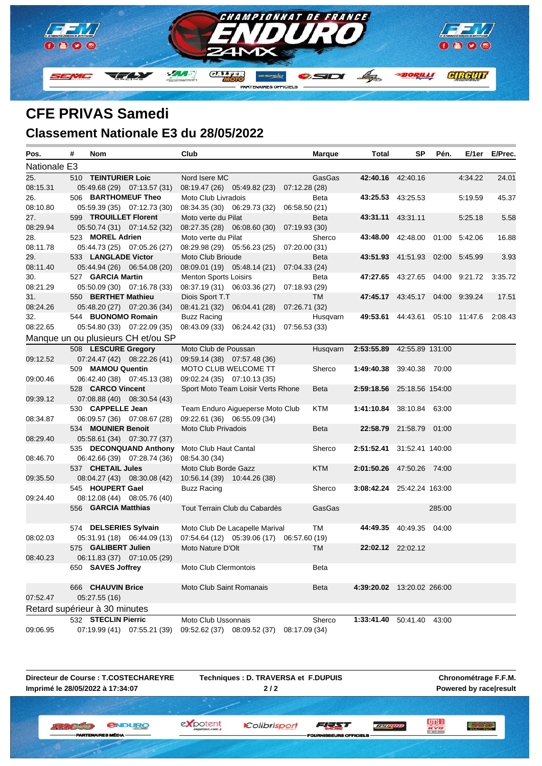# CFE PRIVAS Samedi

## Classement Nationale E3 du 28/05/2022

| Pos. | # | Nom | Club | Marque | Total | SP | Pén. | E/1er | E/Prec. |
|---|---|---|---|---|---|---|---|---|---|
| **Nationale E3** | | | | | | | | | |
| 25. | 510 | **TEINTURIER Loic** | Nord Isere MC | GasGas | **42:40.16** | 42:40.16 | | 4:34.22 | 24.01 |
| 08:15.31 | | 05:49.68 (29) 07:13.57 (31) | 08:19.47 (26) 05:49.82 (23) 07:12.28 (28) | | | | | | |
| 26. | 506 | **BARTHOMEUF Theo** | Moto Club Livradois | Beta | **43:25.53** | 43:25.53 | | 5:19.59 | 45.37 |
| 08:10.80 | | 05:59.39 (35) 07:12.73 (30) | 08:34.35 (30) 06:29.73 (32) 06:58.50 (21) | | | | | | |
| 27. | 599 | **TROUILLET Florent** | Moto verte du Pilat | Beta | **43:31.11** | 43:31.11 | | 5:25.18 | 5.58 |
| 08:29.94 | | 05:50.74 (31) 07:14.52 (32) | 08:27.35 (28) 06:08.60 (30) 07:19.93 (30) | | | | | | |
| 28. | 523 | **MOREL Adrien** | Moto verte du Pilat | Sherco | **43:48.00** | 42:48.00 | 01:00 | 5:42.06 | 16.88 |
| 08:11.78 | | 05:44.73 (25) 07:05.26 (27) | 08:29.98 (29) 05:56.23 (25) 07:20.00 (31) | | | | | | |
| 29. | 533 | **LANGLADE Victor** | Moto Club Brioude | Beta | **43:51.93** | 41:51.93 | 02:00 | 5:45.99 | 3.93 |
| 08:11.40 | | 05:44.94 (26) 06:54.08 (20) | 08:09.01 (19) 05:48.14 (21) 07:04.33 (24) | | | | | | |
| 30. | 527 | **GARCIA Martin** | Menton Sports Loisirs | Beta | **47:27.65** | 43:27.65 | 04:00 | 9:21.72 | 3:35.72 |
| 08:21.29 | | 05:50.09 (30) 07:16.78 (33) | 08:37.19 (31) 06:03.36 (27) 07:18.93 (29) | | | | | | |
| 31. | 550 | **BERTHET Mathieu** | Diois Sport T.T | TM | **47:45.17** | 43:45.17 | 04:00 | 9:39.24 | 17.51 |
| 08:24.26 | | 05:48.20 (27) 07:20.36 (34) | 08:41.21 (32) 06:04.41 (28) 07:26.71 (32) | | | | | | |
| 32. | 544 | **BUONOMO Romain** | Buzz Racing | Husqvarn | **49:53.61** | 44:43.61 | 05:10 | 11:47.6 | 2:08.43 |
| 08:22.65 | | 05:54.80 (33) 07:22.09 (35) | 08:43.09 (33) 06:24.42 (31) 07:56.53 (33) | | | | | | |
| **Manque un ou plusieurs CH et/ou SP** | | | | | | | | | |
| | 508 | **LESCURE Gregory** | Moto Club de Poussan | Husqvarn | **2:53:55.89** | 42:55.89 | 131:00 | | |
| 09:12.52 | | 07:24.47 (42) 08:22.26 (41) | 09:59.14 (38) 07:57.48 (36) | | | | | | |
| | 509 | **MAMOU Quentin** | MOTO CLUB WELCOME TT | Sherco | **1:49:40.38** | 39:40.38 | 70:00 | | |
| 09:00.46 | | 06:42.40 (38) 07:45.13 (38) | 09:02.24 (35) 07:10.13 (35) | | | | | | |
| | 528 | **CARCO Vincent** | Sport Moto Team Loisir Verts Rhone | Beta | **2:59:18.56** | 25:18.56 | 154:00 | | |
| 09:39.12 | | 07:08.88 (40) 08:30.54 (43) | | | | | | | |
| | 530 | **CAPPELLE Jean** | Team Enduro Aigueperse Moto Club | KTM | **1:41:10.84** | 38:10.84 | 63:00 | | |
| 08:34.87 | | 06:09.57 (36) 07:08.67 (28) | 09:22.61 (36) 06:55.09 (34) | | | | | | |
| | 534 | **MOUNIER Benoit** | Moto Club Privadois | Beta | **22:58.79** | 21:58.79 | 01:00 | | |
| 08:29.40 | | 05:58.61 (34) 07:30.77 (37) | | | | | | | |
| | 535 | **DECONQUAND Anthony** | Moto Club Haut Cantal | Sherco | **2:51:52.41** | 31:52.41 | 140:00 | | |
| 08:46.70 | | 06:42.66 (39) 07:28.74 (36) | 08:54.30 (34) | | | | | | |
| | 537 | **CHETAIL Jules** | Moto Club Borde Gazz | KTM | **2:01:50.26** | 47:50.26 | 74:00 | | |
| 09:35.50 | | 08:04.27 (43) 08:30.08 (42) | 10:56.14 (39) 10:44.26 (38) | | | | | | |
| | 545 | **HOUPERT Gael** | Buzz Racing | Sherco | **3:08:42.24** | 25:42.24 | 163:00 | | |
| 09:24.40 | | 08:12.08 (44) 08:05.76 (40) | | | | | | | |
| | 556 | **GARCIA Matthias** | Tout Terrain Club du Cabardès | GasGas | | | 285:00 | | |
| | 574 | **DELSERIES Sylvain** | Moto Club De Lacapelle Marival | TM | **44:49.35** | 40:49.35 | 04:00 | | |
| 08:02.03 | | 05:31.91 (18) 06:44.09 (13) | 07:54.64 (12) 05:39.06 (17) 06:57.60 (19) | | | | | | |
| | 575 | **GALIBERT Julien** | Moto Nature D'Olt | TM | **22:02.12** | 22:02.12 | | | |
| 08:40.23 | | 06:11.83 (37) 07:10.05 (29) | | | | | | | |
| | 650 | **SAVES Joffrey** | Moto Club Clermontois | Beta | | | | | |
| | 666 | **CHAUVIN Brice** | Moto Club Saint Romanais | Beta | **4:39:20.02** | 13:20.02 | 266:00 | | |
| 07:52.47 | | 05:27.55 (16) | | | | | | | |
| **Retard supérieur à 30 minutes** | | | | | | | | | |
| | 532 | **STECLIN Pierric** | Moto Club Ussonnais | Sherco | **1:33:41.40** | 50:41.40 | 43:00 | | |
| 09:06.95 | | 07:19.99 (41) 07:55.21 (39) | 09:52.62 (37) 08:09.52 (37) 08:17.09 (34) | | | | | | |

**Directeur de Course : T.COSTECHAREYRE** — **Techniques : D. TRAVERSA et F.DUPUIS** — **Chronométrage F.F.M.**

**Imprimé le 28/05/2022 à 17:34:07** — **Powered by race|result**